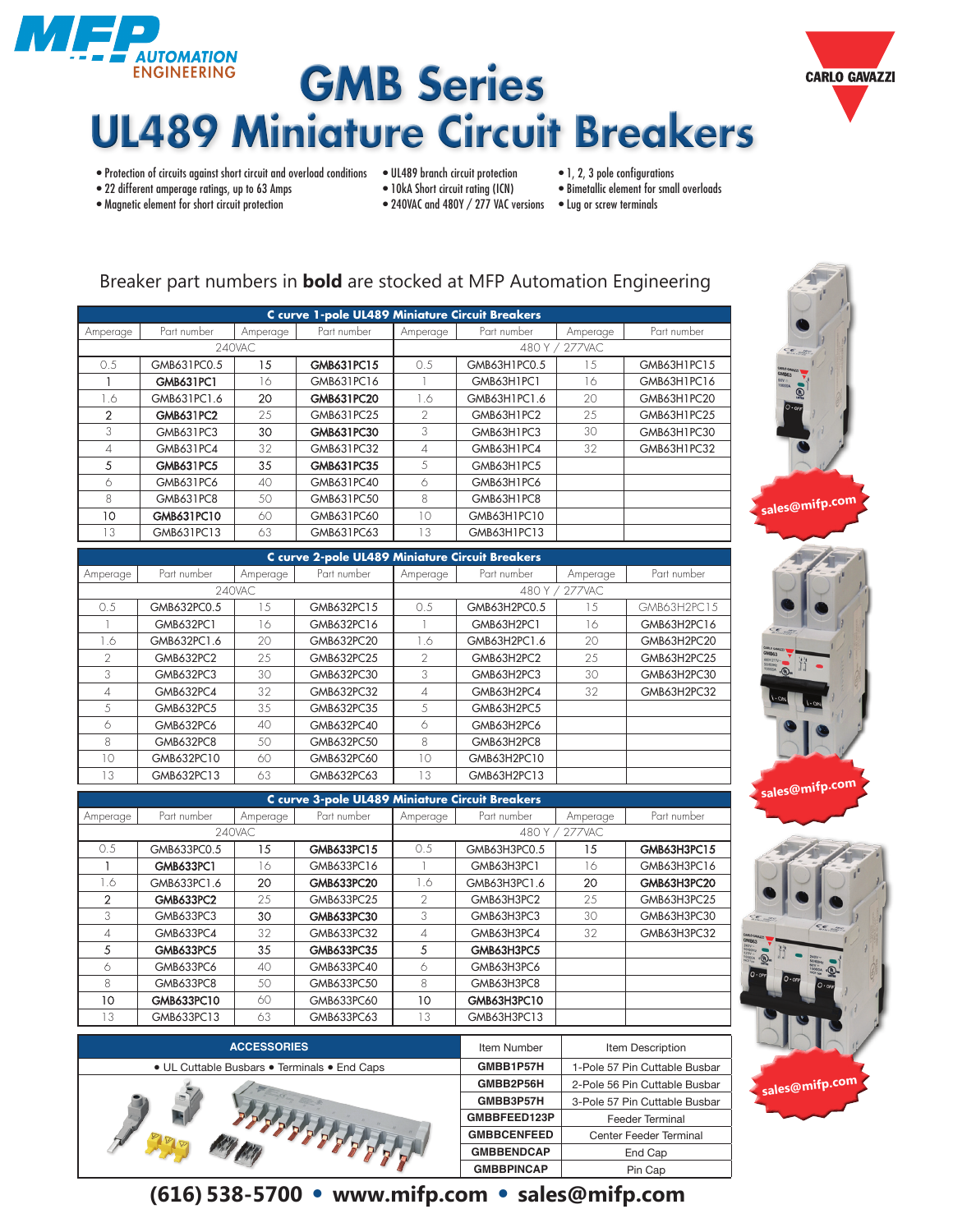# GMB Series

# UL489 Miniature Circuit Breakers

- Protection of circuits against short circuit and overload conditions
- 22 different amperage ratings, up to 63 Amps
- Magnetic element for short circuit protection
- UL489 branch circuit protection
- 10kA Short circuit rating (ICN)
- 240VAC and 480Y / 277 VAC versions
- 1, 2, 3 pole configurations
- Bimetallic element for small overloads
- Lug or screw terminals

Breaker part numbers in **bold** are stocked at MFP Automation Engineering

**C curve 1-pole UL489 Miniature Circuit Breakers**

| Amperage | Part number | Amperage | Part number | Amperage | Part number | Amperage | Part number |
|---|---|---|---|---|---|---|---|
| 240VAC | | | | 480 Y / 277VAC | | | |
| 0.5 | GMB631PC0.5 | **15** | **GMB631PC15** | 0.5 | GMB63H1PC0.5 | 15 | GMB63H1PC15 |
| **1** | **GMB631PC1** | 16 | GMB631PC16 | 1 | GMB63H1PC1 | 16 | GMB63H1PC16 |
| 1.6 | GMB631PC1.6 | **20** | **GMB631PC20** | 1.6 | GMB63H1PC1.6 | 20 | GMB63H1PC20 |
| **2** | **GMB631PC2** | 25 | GMB631PC25 | 2 | GMB63H1PC2 | 25 | GMB63H1PC25 |
| 3 | GMB631PC3 | **30** | **GMB631PC30** | 3 | GMB63H1PC3 | 30 | GMB63H1PC30 |
| 4 | GMB631PC4 | 32 | GMB631PC32 | 4 | GMB63H1PC4 | 32 | GMB63H1PC32 |
| **5** | **GMB631PC5** | **35** | **GMB631PC35** | 5 | GMB63H1PC5 | | |
| 6 | GMB631PC6 | 40 | GMB631PC40 | 6 | GMB63H1PC6 | | |
| 8 | GMB631PC8 | 50 | GMB631PC50 | 8 | GMB63H1PC8 | | |
| **10** | **GMB631PC10** | 60 | GMB631PC60 | 10 | GMB63H1PC10 | | |
| 13 | GMB631PC13 | 63 | GMB631PC63 | 13 | GMB63H1PC13 | | |

**C curve 2-pole UL489 Miniature Circuit Breakers**

| Amperage | Part number | Amperage | Part number | Amperage | Part number | Amperage | Part number |
|---|---|---|---|---|---|---|---|
| 240VAC | | | | 480 Y / 277VAC | | | |
| 0.5 | GMB632PC0.5 | 15 | GMB632PC15 | 0.5 | GMB63H2PC0.5 | 15 | GMB63H2PC15 |
| 1 | GMB632PC1 | 16 | GMB632PC16 | 1 | GMB63H2PC1 | 16 | GMB63H2PC16 |
| 1.6 | GMB632PC1.6 | 20 | GMB632PC20 | 1.6 | GMB63H2PC1.6 | 20 | GMB63H2PC20 |
| 2 | GMB632PC2 | 25 | GMB632PC25 | 2 | GMB63H2PC2 | 25 | GMB63H2PC25 |
| 3 | GMB632PC3 | 30 | GMB632PC30 | 3 | GMB63H2PC3 | 30 | GMB63H2PC30 |
| 4 | GMB632PC4 | 32 | GMB632PC32 | 4 | GMB63H2PC4 | 32 | GMB63H2PC32 |
| 5 | GMB632PC5 | 35 | GMB632PC35 | 5 | GMB63H2PC5 | | |
| 6 | GMB632PC6 | 40 | GMB632PC40 | 6 | GMB63H2PC6 | | |
| 8 | GMB632PC8 | 50 | GMB632PC50 | 8 | GMB63H2PC8 | | |
| 10 | GMB632PC10 | 60 | GMB632PC60 | 10 | GMB63H2PC10 | | |
| 13 | GMB632PC13 | 63 | GMB632PC63 | 13 | GMB63H2PC13 | | |

**C curve 3-pole UL489 Miniature Circuit Breakers**

| Amperage | Part number | Amperage | Part number | Amperage | Part number | Amperage | Part number |
|---|---|---|---|---|---|---|---|
| 240VAC | | | | 480 Y / 277VAC | | | |
| 0.5 | GMB633PC0.5 | **15** | **GMB633PC15** | 0.5 | GMB63H3PC0.5 | **15** | **GMB63H3PC15** |
| **1** | **GMB633PC1** | 16 | GMB633PC16 | 1 | GMB63H3PC1 | 16 | GMB63H3PC16 |
| 1.6 | GMB633PC1.6 | **20** | **GMB633PC20** | 1.6 | GMB63H3PC1.6 | **20** | **GMB63H3PC20** |
| **2** | **GMB633PC2** | 25 | GMB633PC25 | 2 | GMB63H3PC2 | 25 | GMB63H3PC25 |
| 3 | GMB633PC3 | **30** | **GMB633PC30** | 3 | GMB63H3PC3 | 30 | GMB63H3PC30 |
| 4 | GMB633PC4 | 32 | GMB633PC32 | 4 | GMB63H3PC4 | 32 | GMB63H3PC32 |
| **5** | **GMB633PC5** | **35** | **GMB633PC35** | **5** | **GMB63H3PC5** | | |
| 6 | GMB633PC6 | 40 | GMB633PC40 | 6 | GMB63H3PC6 | | |
| 8 | GMB633PC8 | 50 | GMB633PC50 | 8 | GMB63H3PC8 | | |
| **10** | **GMB633PC10** | 60 | GMB633PC60 | **10** | **GMB63H3PC10** | | |
| 13 | GMB633PC13 | 63 | GMB633PC63 | 13 | GMB63H3PC13 | | |

| ACCESSORIES | Item Number | Item Description |
|---|---|---|
| • UL Cuttable Busbars • Terminals • End Caps | **GMBB1P57H** | 1-Pole 57 Pin Cuttable Busbar |
| | **GMBB2P56H** | 2-Pole 56 Pin Cuttable Busbar |
| | **GMBB3P57H** | 3-Pole 57 Pin Cuttable Busbar |
| | **GMBBFEED123P** | Feeder Terminal |
| | **GMBBCENFEED** | Center Feeder Terminal |
| | **GMBBENDCAP** | End Cap |
| | **GMBBPINCAP** | Pin Cap |

sales@mifp.com

**(616) 538-5700 • www.mifp.com • sales@mifp.com**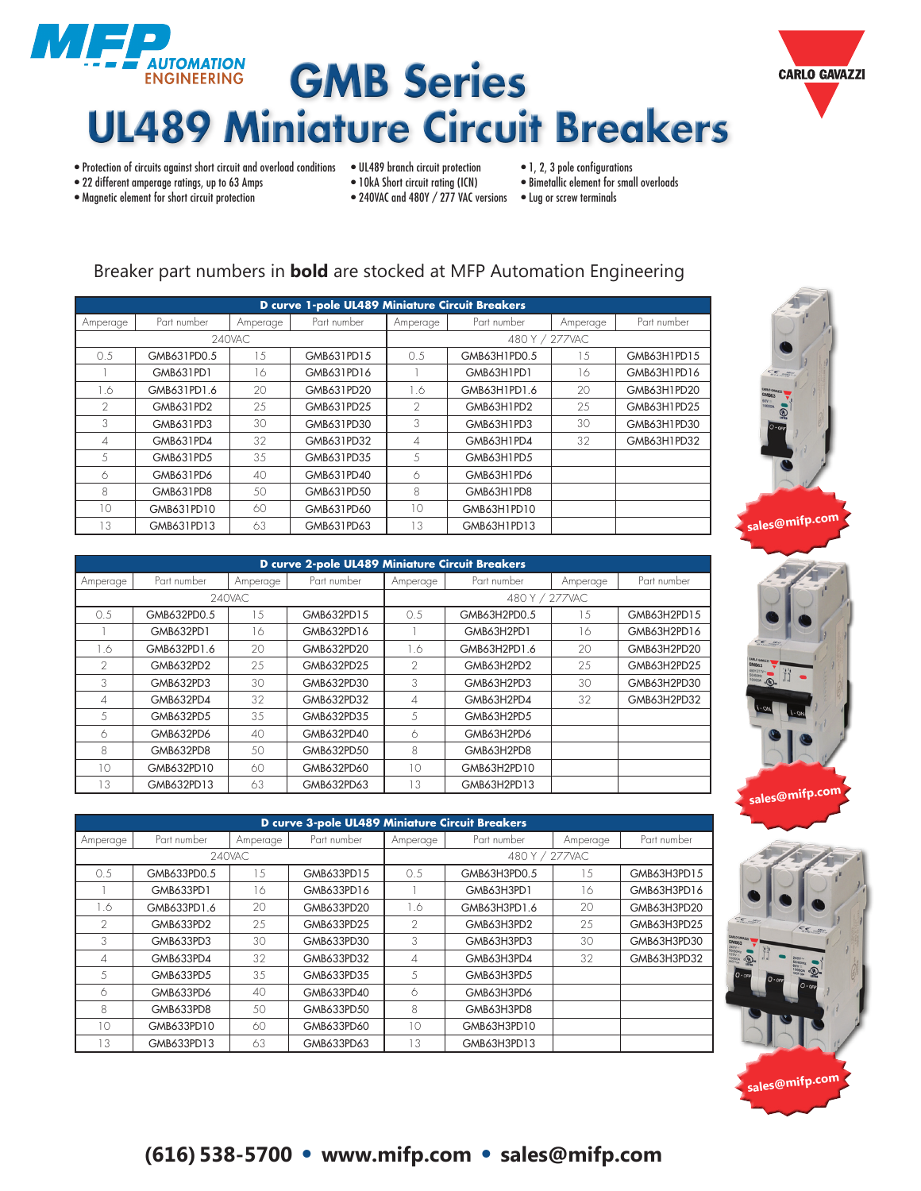# GMB Series
# UL489 Miniature Circuit Breakers

- Protection of circuits against short circuit and overload conditions
- 22 different amperage ratings, up to 63 Amps
- Magnetic element for short circuit protection
- UL489 branch circuit protection
- 10kA Short circuit rating (ICN)
- 240VAC and 480Y / 277 VAC versions
- 1, 2, 3 pole configurations
- Bimetallic element for small overloads
- Lug or screw terminals

Breaker part numbers in **bold** are stocked at MFP Automation Engineering

| D curve 1-pole UL489 Miniature Circuit Breakers | | | | | | | |
|---|---|---|---|---|---|---|---|
| Amperage | Part number | Amperage | Part number | Amperage | Part number | Amperage | Part number |
| 240VAC | | | | 480 Y / 277VAC | | | |
| 0.5 | GMB631PD0.5 | 15 | GMB631PD15 | 0.5 | GMB63H1PD0.5 | 15 | GMB63H1PD15 |
| 1 | GMB631PD1 | 16 | GMB631PD16 | 1 | GMB63H1PD1 | 16 | GMB63H1PD16 |
| 1.6 | GMB631PD1.6 | 20 | GMB631PD20 | 1.6 | GMB63H1PD1.6 | 20 | GMB63H1PD20 |
| 2 | GMB631PD2 | 25 | GMB631PD25 | 2 | GMB63H1PD2 | 25 | GMB63H1PD25 |
| 3 | GMB631PD3 | 30 | GMB631PD30 | 3 | GMB63H1PD3 | 30 | GMB63H1PD30 |
| 4 | GMB631PD4 | 32 | GMB631PD32 | 4 | GMB63H1PD4 | 32 | GMB63H1PD32 |
| 5 | GMB631PD5 | 35 | GMB631PD35 | 5 | GMB63H1PD5 | | |
| 6 | GMB631PD6 | 40 | GMB631PD40 | 6 | GMB63H1PD6 | | |
| 8 | GMB631PD8 | 50 | GMB631PD50 | 8 | GMB63H1PD8 | | |
| 10 | GMB631PD10 | 60 | GMB631PD60 | 10 | GMB63H1PD10 | | |
| 13 | GMB631PD13 | 63 | GMB631PD63 | 13 | GMB63H1PD13 | | |

sales@mifp.com

| D curve 2-pole UL489 Miniature Circuit Breakers | | | | | | | |
|---|---|---|---|---|---|---|---|
| Amperage | Part number | Amperage | Part number | Amperage | Part number | Amperage | Part number |
| 240VAC | | | | 480 Y / 277VAC | | | |
| 0.5 | GMB632PD0.5 | 15 | GMB632PD15 | 0.5 | GMB63H2PD0.5 | 15 | GMB63H2PD15 |
| 1 | GMB632PD1 | 16 | GMB632PD16 | 1 | GMB63H2PD1 | 16 | GMB63H2PD16 |
| 1.6 | GMB632PD1.6 | 20 | GMB632PD20 | 1.6 | GMB63H2PD1.6 | 20 | GMB63H2PD20 |
| 2 | GMB632PD2 | 25 | GMB632PD25 | 2 | GMB63H2PD2 | 25 | GMB63H2PD25 |
| 3 | GMB632PD3 | 30 | GMB632PD30 | 3 | GMB63H2PD3 | 30 | GMB63H2PD30 |
| 4 | GMB632PD4 | 32 | GMB632PD32 | 4 | GMB63H2PD4 | 32 | GMB63H2PD32 |
| 5 | GMB632PD5 | 35 | GMB632PD35 | 5 | GMB63H2PD5 | | |
| 6 | GMB632PD6 | 40 | GMB632PD40 | 6 | GMB63H2PD6 | | |
| 8 | GMB632PD8 | 50 | GMB632PD50 | 8 | GMB63H2PD8 | | |
| 10 | GMB632PD10 | 60 | GMB632PD60 | 10 | GMB63H2PD10 | | |
| 13 | GMB632PD13 | 63 | GMB632PD63 | 13 | GMB63H2PD13 | | |

sales@mifp.com

| D curve 3-pole UL489 Miniature Circuit Breakers | | | | | | | |
|---|---|---|---|---|---|---|---|
| Amperage | Part number | Amperage | Part number | Amperage | Part number | Amperage | Part number |
| 240VAC | | | | 480 Y / 277VAC | | | |
| 0.5 | GMB633PD0.5 | 15 | GMB633PD15 | 0.5 | GMB63H3PD0.5 | 15 | GMB63H3PD15 |
| 1 | GMB633PD1 | 16 | GMB633PD16 | 1 | GMB63H3PD1 | 16 | GMB63H3PD16 |
| 1.6 | GMB633PD1.6 | 20 | GMB633PD20 | 1.6 | GMB63H3PD1.6 | 20 | GMB63H3PD20 |
| 2 | GMB633PD2 | 25 | GMB633PD25 | 2 | GMB63H3PD2 | 25 | GMB63H3PD25 |
| 3 | GMB633PD3 | 30 | GMB633PD30 | 3 | GMB63H3PD3 | 30 | GMB63H3PD30 |
| 4 | GMB633PD4 | 32 | GMB633PD32 | 4 | GMB63H3PD4 | 32 | GMB63H3PD32 |
| 5 | GMB633PD5 | 35 | GMB633PD35 | 5 | GMB63H3PD5 | | |
| 6 | GMB633PD6 | 40 | GMB633PD40 | 6 | GMB63H3PD6 | | |
| 8 | GMB633PD8 | 50 | GMB633PD50 | 8 | GMB63H3PD8 | | |
| 10 | GMB633PD10 | 60 | GMB633PD60 | 10 | GMB63H3PD10 | | |
| 13 | GMB633PD13 | 63 | GMB633PD63 | 13 | GMB63H3PD13 | | |

sales@mifp.com

**(616) 538-5700 • www.mifp.com • sales@mifp.com**